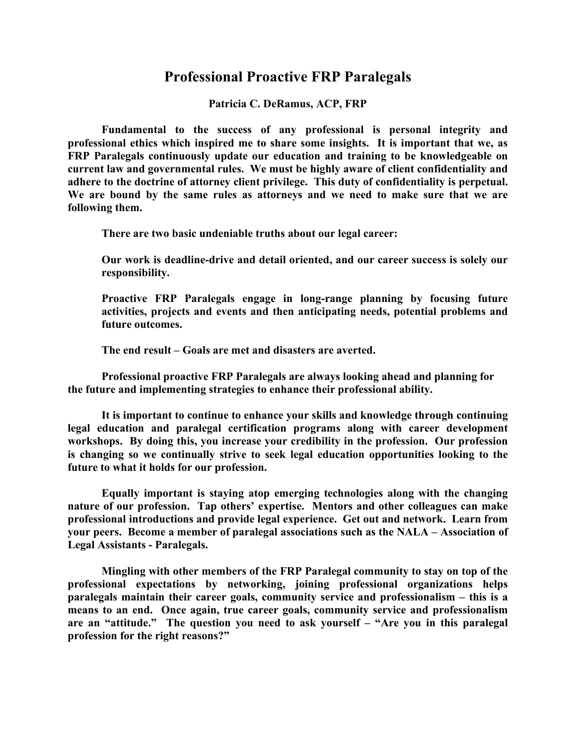# Professional Proactive FRP Paralegals

**Patricia C. DeRamus, ACP, FRP**

**Fundamental to the success of any professional is personal integrity and professional ethics which inspired me to share some insights. It is important that we, as FRP Paralegals continuously update our education and training to be knowledgeable on current law and governmental rules. We must be highly aware of client confidentiality and adhere to the doctrine of attorney client privilege. This duty of confidentiality is perpetual. We are bound by the same rules as attorneys and we need to make sure that we are following them.**

**There are two basic undeniable truths about our legal career:**

**Our work is deadline-drive and detail oriented, and our career success is solely our responsibility.**

**Proactive FRP Paralegals engage in long-range planning by focusing future activities, projects and events and then anticipating needs, potential problems and future outcomes.**

**The end result – Goals are met and disasters are averted.**

**Professional proactive FRP Paralegals are always looking ahead and planning for the future and implementing strategies to enhance their professional ability.**

**It is important to continue to enhance your skills and knowledge through continuing legal education and paralegal certification programs along with career development workshops. By doing this, you increase your credibility in the profession. Our profession is changing so we continually strive to seek legal education opportunities looking to the future to what it holds for our profession.**

**Equally important is staying atop emerging technologies along with the changing nature of our profession. Tap others' expertise. Mentors and other colleagues can make professional introductions and provide legal experience. Get out and network. Learn from your peers. Become a member of paralegal associations such as the NALA – Association of Legal Assistants - Paralegals.**

**Mingling with other members of the FRP Paralegal community to stay on top of the professional expectations by networking, joining professional organizations helps paralegals maintain their career goals, community service and professionalism – this is a means to an end. Once again, true career goals, community service and professionalism are an "attitude." The question you need to ask yourself – "Are you in this paralegal profession for the right reasons?"**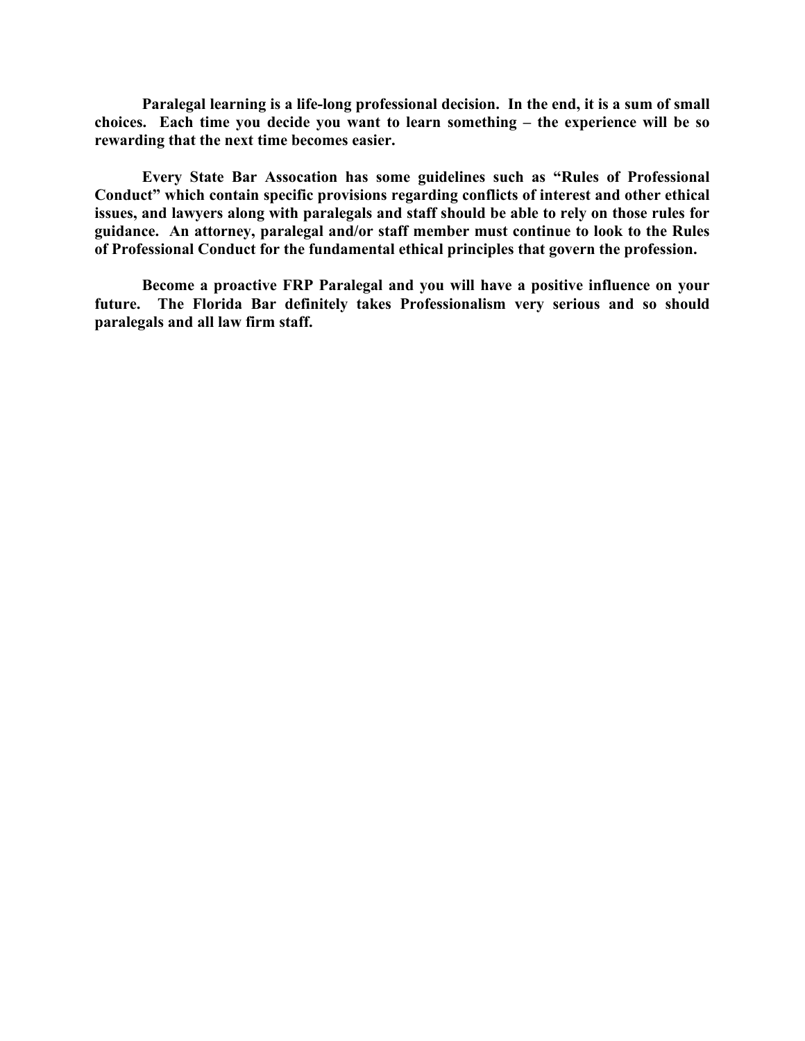**Paralegal learning is a life-long professional decision. In the end, it is a sum of small choices. Each time you decide you want to learn something – the experience will be so rewarding that the next time becomes easier.**

**Every State Bar Assocation has some guidelines such as "Rules of Professional Conduct" which contain specific provisions regarding conflicts of interest and other ethical issues, and lawyers along with paralegals and staff should be able to rely on those rules for guidance. An attorney, paralegal and/or staff member must continue to look to the Rules of Professional Conduct for the fundamental ethical principles that govern the profession.**

**Become a proactive FRP Paralegal and you will have a positive influence on your future. The Florida Bar definitely takes Professionalism very serious and so should paralegals and all law firm staff.**